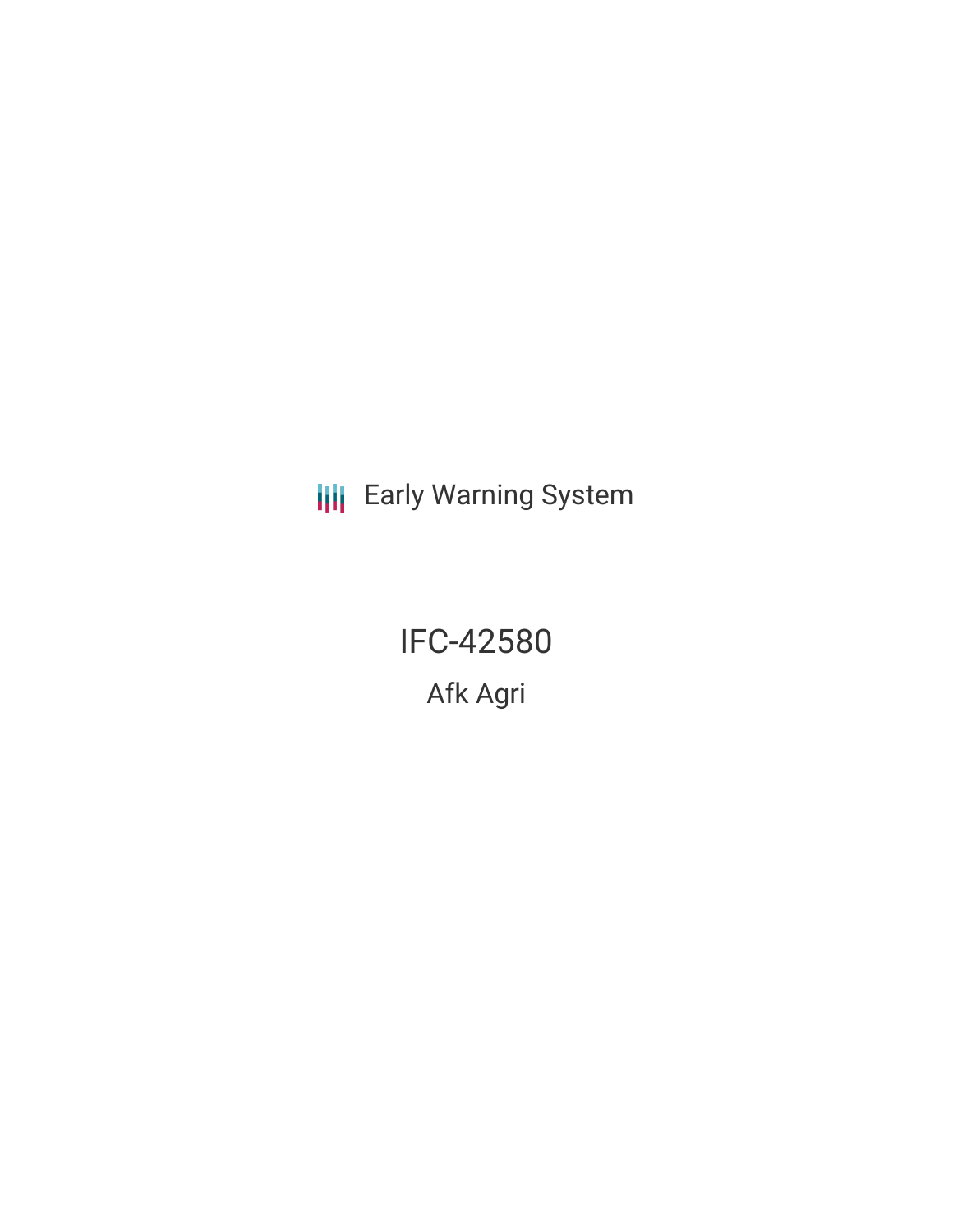Early Warning System

# IFC-42580

## Afk Agri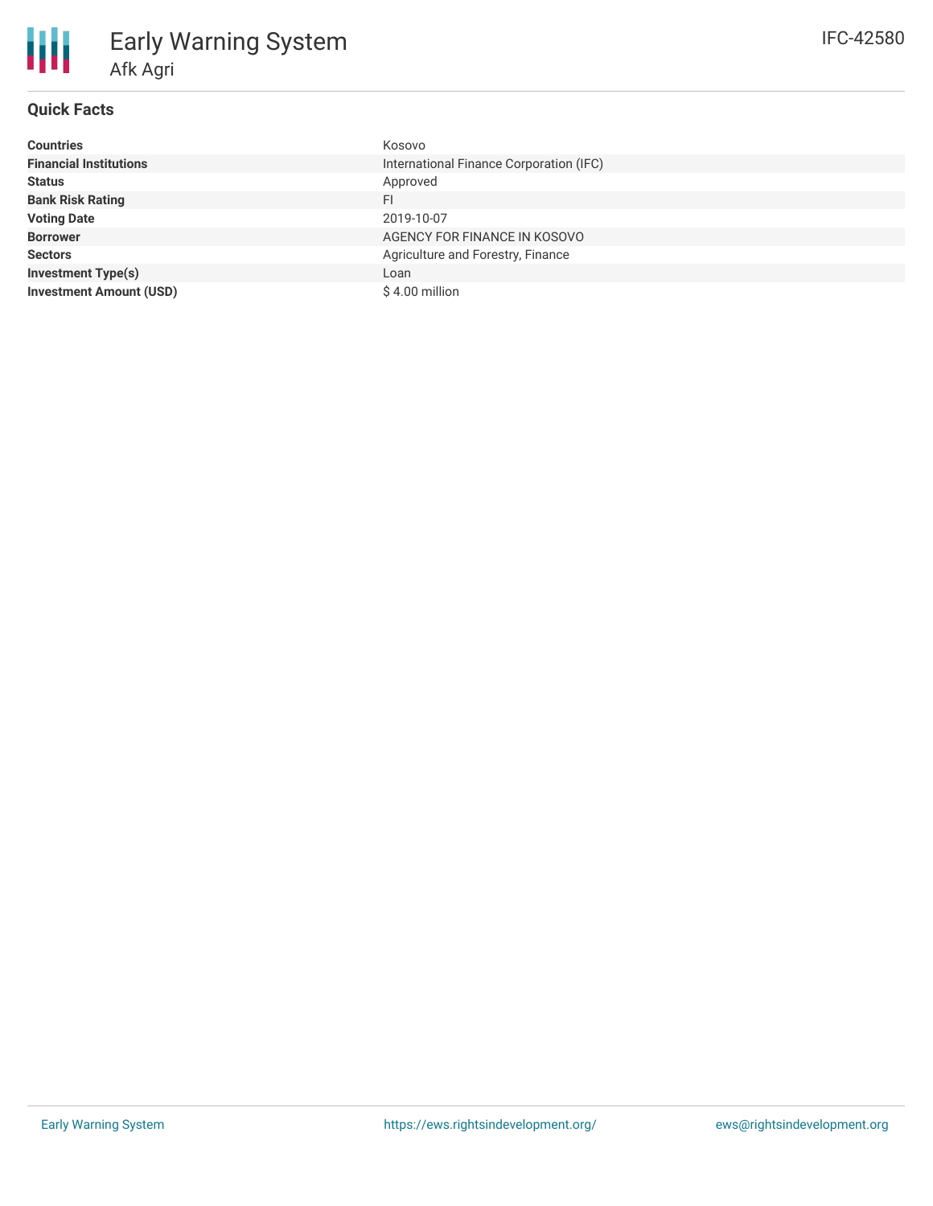# Early Warning System

## Afk Agri

IFC-42580

### Quick Facts

| | |
|---|---|
| **Countries** | Kosovo |
| **Financial Institutions** | International Finance Corporation (IFC) |
| **Status** | Approved |
| **Bank Risk Rating** | FI |
| **Voting Date** | 2019-10-07 |
| **Borrower** | AGENCY FOR FINANCE IN KOSOVO |
| **Sectors** | Agriculture and Forestry, Finance |
| **Investment Type(s)** | Loan |
| **Investment Amount (USD)** | $ 4.00 million |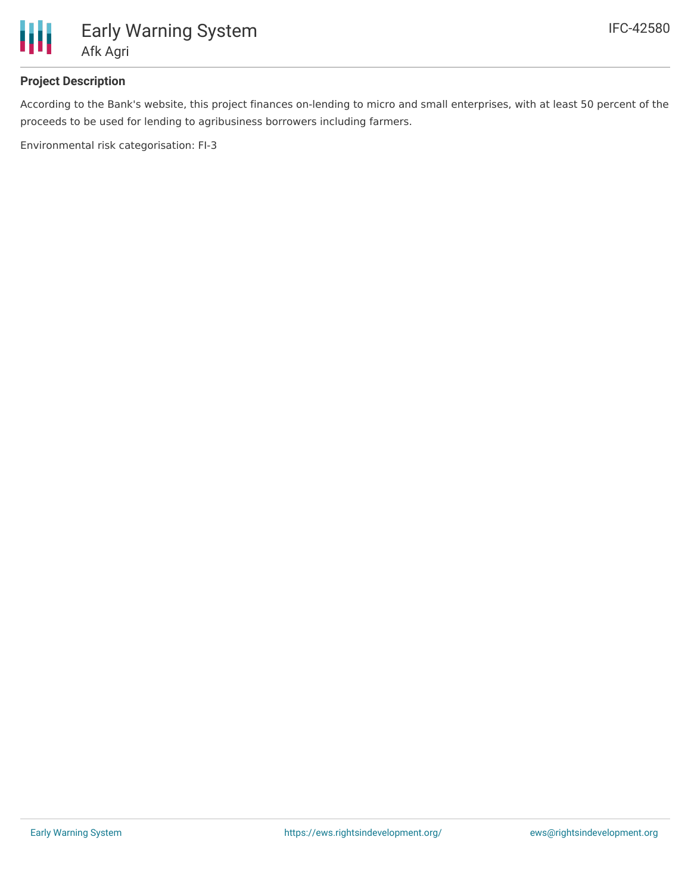## Project Description

According to the Bank's website, this project finances on-lending to micro and small enterprises, with at least 50 percent of the proceeds to be used for lending to agribusiness borrowers including farmers.

Environmental risk categorisation: FI-3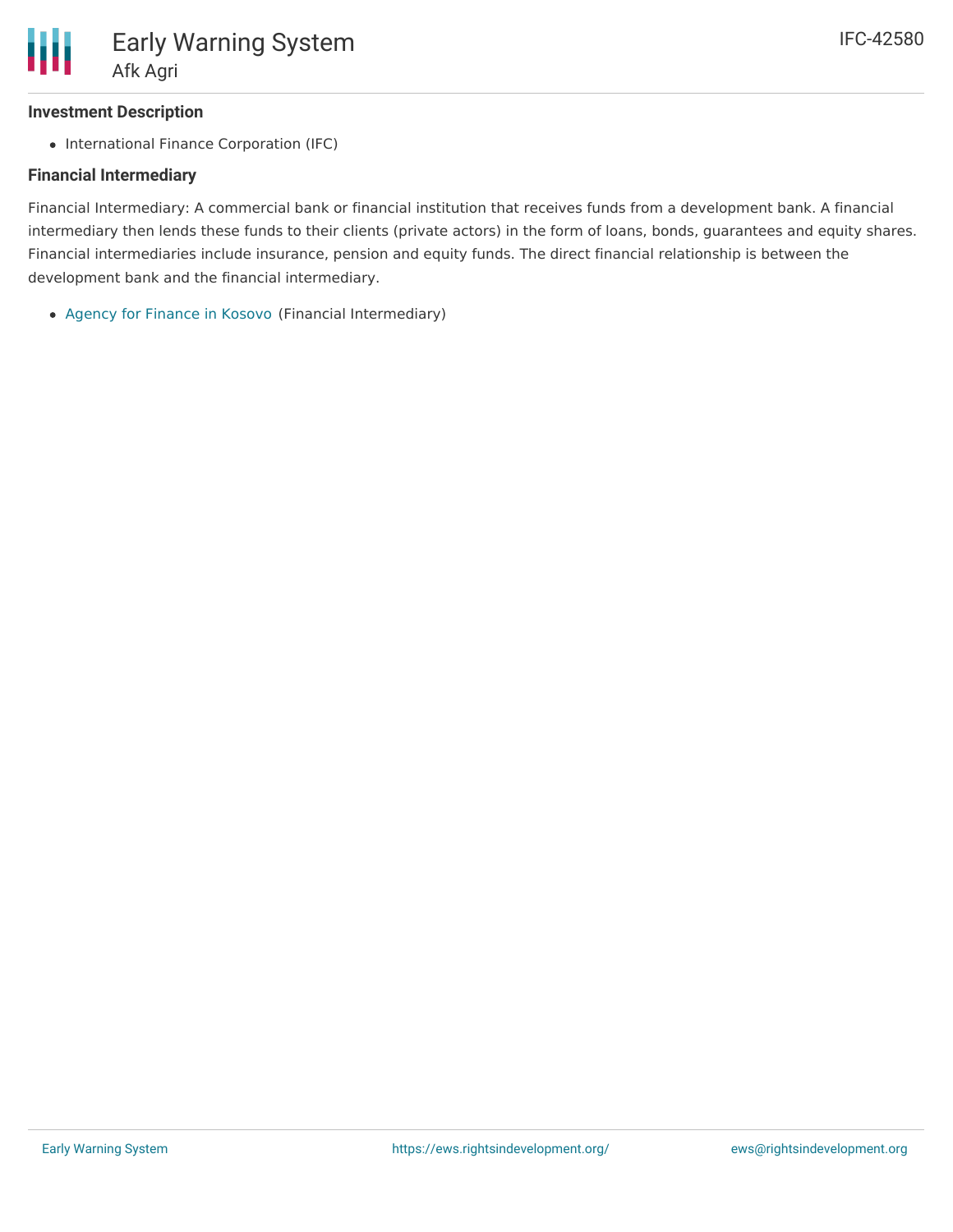### Investment Description

- International Finance Corporation (IFC)

### Financial Intermediary

Financial Intermediary: A commercial bank or financial institution that receives funds from a development bank. A financial intermediary then lends these funds to their clients (private actors) in the form of loans, bonds, guarantees and equity shares. Financial intermediaries include insurance, pension and equity funds. The direct financial relationship is between the development bank and the financial intermediary.

- Agency for Finance in Kosovo (Financial Intermediary)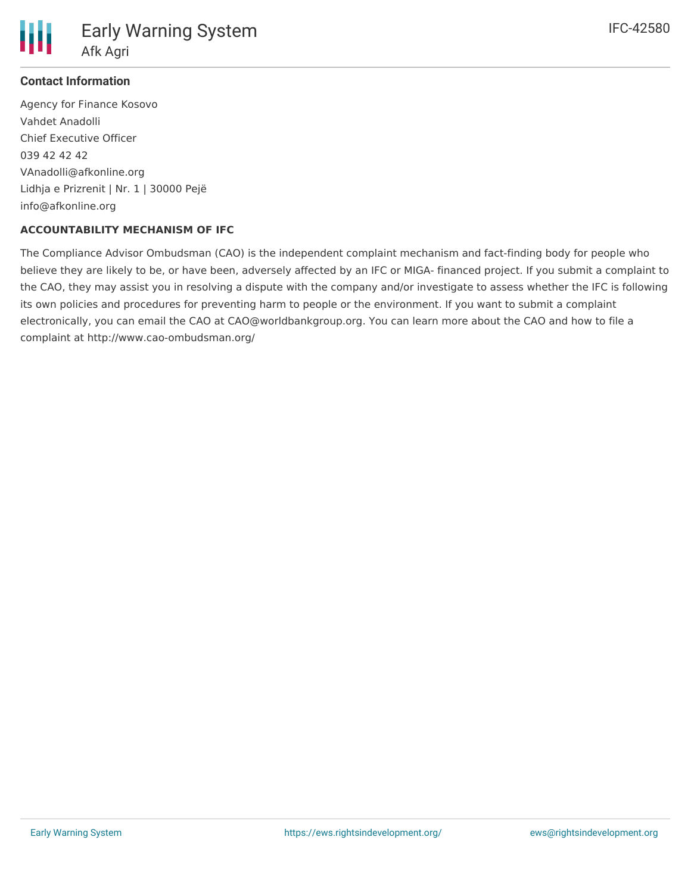### Contact Information

Agency for Finance Kosovo
Vahdet Anadolli
Chief Executive Officer
039 42 42 42
VAnadolli@afkonline.org
Lidhja e Prizrenit | Nr. 1 | 30000 Pejë
info@afkonline.org

### ACCOUNTABILITY MECHANISM OF IFC

The Compliance Advisor Ombudsman (CAO) is the independent complaint mechanism and fact-finding body for people who believe they are likely to be, or have been, adversely affected by an IFC or MIGA- financed project. If you submit a complaint to the CAO, they may assist you in resolving a dispute with the company and/or investigate to assess whether the IFC is following its own policies and procedures for preventing harm to people or the environment. If you want to submit a complaint electronically, you can email the CAO at CAO@worldbankgroup.org. You can learn more about the CAO and how to file a complaint at http://www.cao-ombudsman.org/